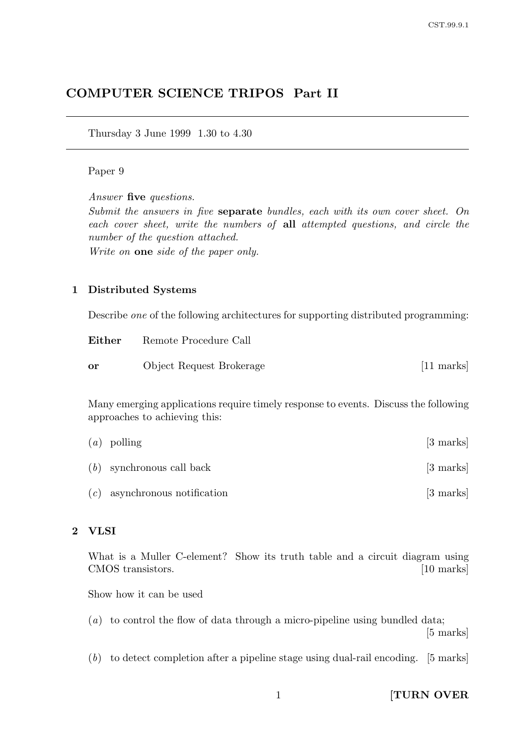# COMPUTER SCIENCE TRIPOS Part II

Thursday 3 June 1999 1.30 to 4.30

Paper 9

*Answer* **five** *questions.*

*Submit the answers in five* **separate** *bundles, each with its own cover sheet. On each cover sheet, write the numbers of* **all** *attempted questions, and circle the number of the question attached.*

*Write on* **one** *side of the paper only.*

## 1 Distributed Systems

Describe *one* of the following architectures for supporting distributed programming:

**Either** Remote Procedure Call

**or** Object Request Brokerage [11 marks]

Many emerging applications require timely response to events. Discuss the following approaches to achieving this:

(*a*) polling [3 marks]

(*b*) synchronous call back [3 marks]

(*c*) asynchronous notification [3 marks]

## 2 VLSI

What is a Muller C-element? Show its truth table and a circuit diagram using CMOS transistors. [10 marks]

Show how it can be used

(*a*) to control the flow of data through a micro-pipeline using bundled data; [5 marks]

(*b*) to detect completion after a pipeline stage using dual-rail encoding. [5 marks]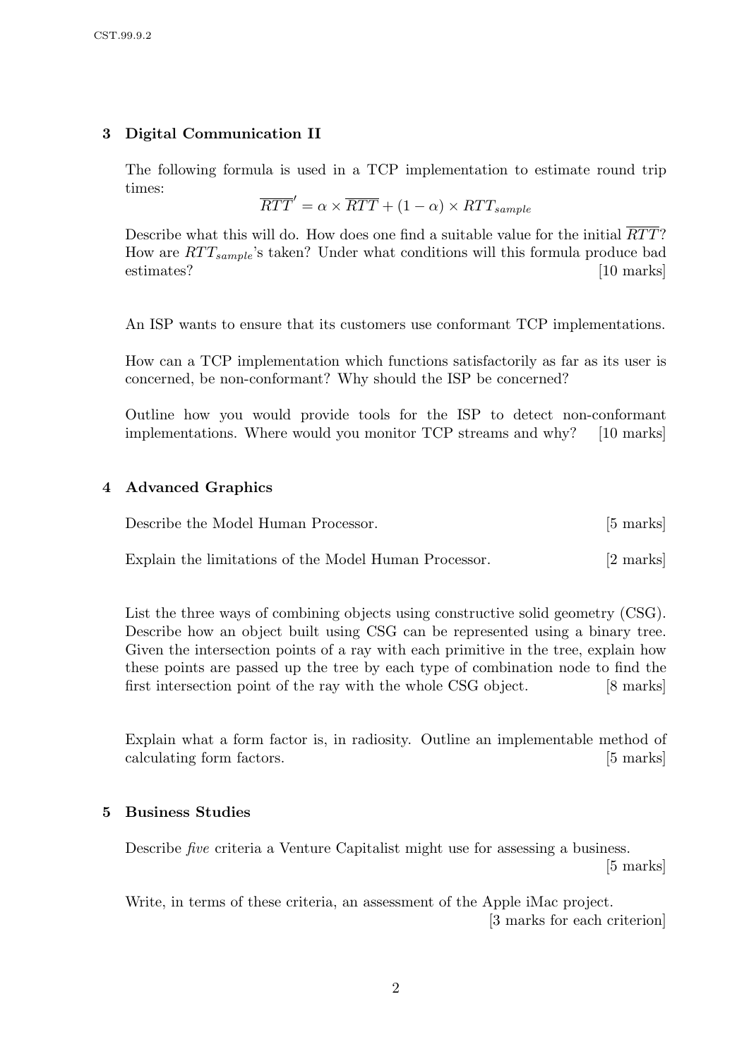## 3 Digital Communication II

The following formula is used in a TCP implementation to estimate round trip times:

$$\overline{RTT}' = \alpha \times \overline{RTT} + (1 - \alpha) \times RTT_{sample}$$

Describe what this will do. How does one find a suitable value for the initial $\overline{RTT}$? How are $RTT_{sample}$'s taken? Under what conditions will this formula produce bad estimates? [10 marks]

An ISP wants to ensure that its customers use conformant TCP implementations.

How can a TCP implementation which functions satisfactorily as far as its user is concerned, be non-conformant? Why should the ISP be concerned?

Outline how you would provide tools for the ISP to detect non-conformant implementations. Where would you monitor TCP streams and why? [10 marks]

## 4 Advanced Graphics

Describe the Model Human Processor. [5 marks]

Explain the limitations of the Model Human Processor. [2 marks]

List the three ways of combining objects using constructive solid geometry (CSG). Describe how an object built using CSG can be represented using a binary tree. Given the intersection points of a ray with each primitive in the tree, explain how these points are passed up the tree by each type of combination node to find the first intersection point of the ray with the whole CSG object. [8 marks]

Explain what a form factor is, in radiosity. Outline an implementable method of calculating form factors. [5 marks]

## 5 Business Studies

Describe *five* criteria a Venture Capitalist might use for assessing a business. [5 marks]

Write, in terms of these criteria, an assessment of the Apple iMac project. [3 marks for each criterion]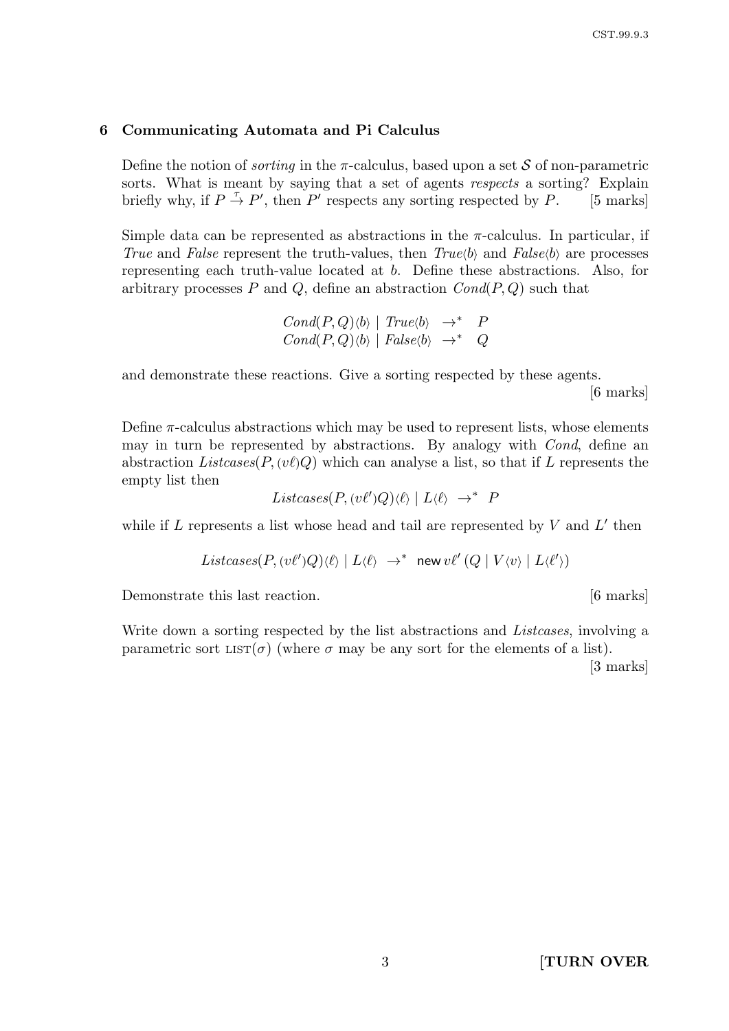## 6 Communicating Automata and Pi Calculus

Define the notion of *sorting* in the $\pi$-calculus, based upon a set $\mathcal{S}$ of non-parametric sorts. What is meant by saying that a set of agents *respects* a sorting? Explain briefly why, if $P \xrightarrow{\tau} P'$, then $P'$ respects any sorting respected by $P$. [5 marks]

Simple data can be represented as abstractions in the $\pi$-calculus. In particular, if *True* and *False* represent the truth-values, then $\mathit{True}\langle b\rangle$ and $\mathit{False}\langle b\rangle$ are processes representing each truth-value located at $b$. Define these abstractions. Also, for arbitrary processes $P$ and $Q$, define an abstraction $\mathit{Cond}(P, Q)$ such that

$$\begin{aligned} \mathit{Cond}(P,Q)\langle b\rangle \mid \mathit{True}\langle b\rangle &\rightarrow^* P \\ \mathit{Cond}(P,Q)\langle b\rangle \mid \mathit{False}\langle b\rangle &\rightarrow^* Q \end{aligned}$$

and demonstrate these reactions. Give a sorting respected by these agents. [6 marks]

Define $\pi$-calculus abstractions which may be used to represent lists, whose elements may in turn be represented by abstractions. By analogy with *Cond*, define an abstraction $\mathit{Listcases}(P, (v\ell)Q)$ which can analyse a list, so that if $L$ represents the empty list then

$$\mathit{Listcases}(P, (v\ell')Q)\langle \ell\rangle \mid L\langle \ell\rangle \rightarrow^* P$$

while if $L$ represents a list whose head and tail are represented by $V$ and $L'$ then

$$\mathit{Listcases}(P, (v\ell')Q)\langle \ell\rangle \mid L\langle \ell\rangle \rightarrow^* \mathsf{new}\, v\ell'\, (Q \mid V\langle v\rangle \mid L\langle \ell'\rangle)$$

Demonstrate this last reaction. [6 marks]

Write down a sorting respected by the list abstractions and *Listcases*, involving a parametric sort $\textsc{list}(\sigma)$ (where $\sigma$ may be any sort for the elements of a list). [3 marks]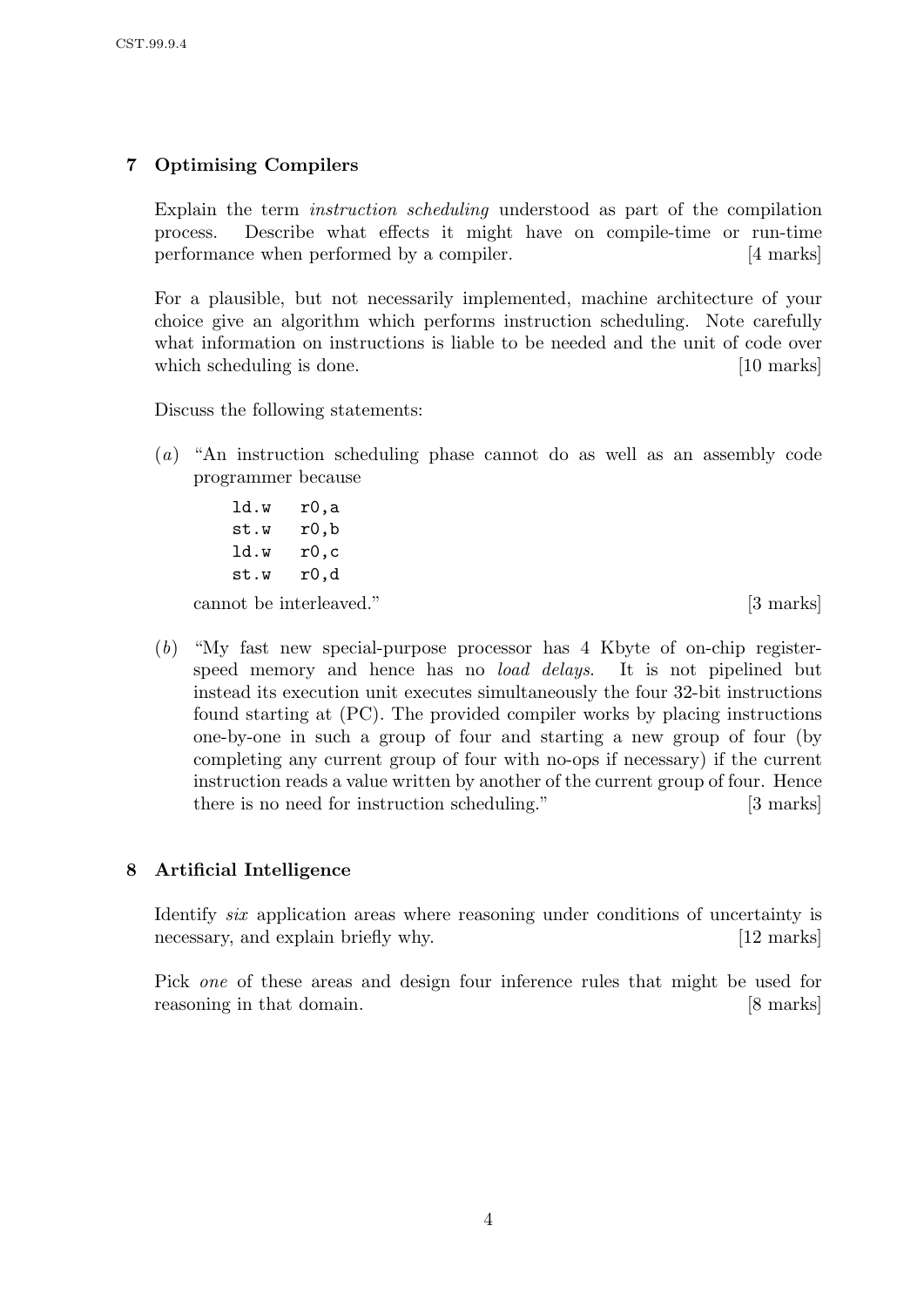## 7 Optimising Compilers

Explain the term *instruction scheduling* understood as part of the compilation process. Describe what effects it might have on compile-time or run-time performance when performed by a compiler. [4 marks]

For a plausible, but not necessarily implemented, machine architecture of your choice give an algorithm which performs instruction scheduling. Note carefully what information on instructions is liable to be needed and the unit of code over which scheduling is done. [10 marks]

Discuss the following statements:

(*a*) "An instruction scheduling phase cannot do as well as an assembly code programmer because

```
ld.w   r0,a
st.w   r0,b
ld.w   r0,c
st.w   r0,d
```

cannot be interleaved." [3 marks]

(*b*) "My fast new special-purpose processor has 4 Kbyte of on-chip register-speed memory and hence has no *load delays*. It is not pipelined but instead its execution unit executes simultaneously the four 32-bit instructions found starting at (PC). The provided compiler works by placing instructions one-by-one in such a group of four and starting a new group of four (by completing any current group of four with no-ops if necessary) if the current instruction reads a value written by another of the current group of four. Hence there is no need for instruction scheduling." [3 marks]

## 8 Artificial Intelligence

Identify *six* application areas where reasoning under conditions of uncertainty is necessary, and explain briefly why. [12 marks]

Pick *one* of these areas and design four inference rules that might be used for reasoning in that domain. [8 marks]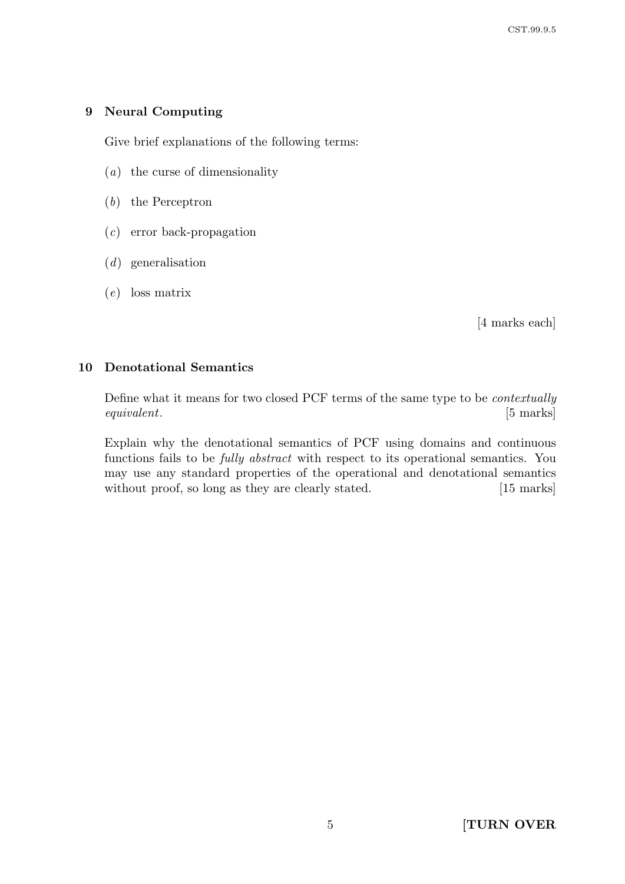## 9 Neural Computing

Give brief explanations of the following terms:

(*a*) the curse of dimensionality

(*b*) the Perceptron

(*c*) error back-propagation

(*d*) generalisation

(*e*) loss matrix

[4 marks each]

## 10 Denotational Semantics

Define what it means for two closed PCF terms of the same type to be *contextually equivalent*. [5 marks]

Explain why the denotational semantics of PCF using domains and continuous functions fails to be *fully abstract* with respect to its operational semantics. You may use any standard properties of the operational and denotational semantics without proof, so long as they are clearly stated. [15 marks]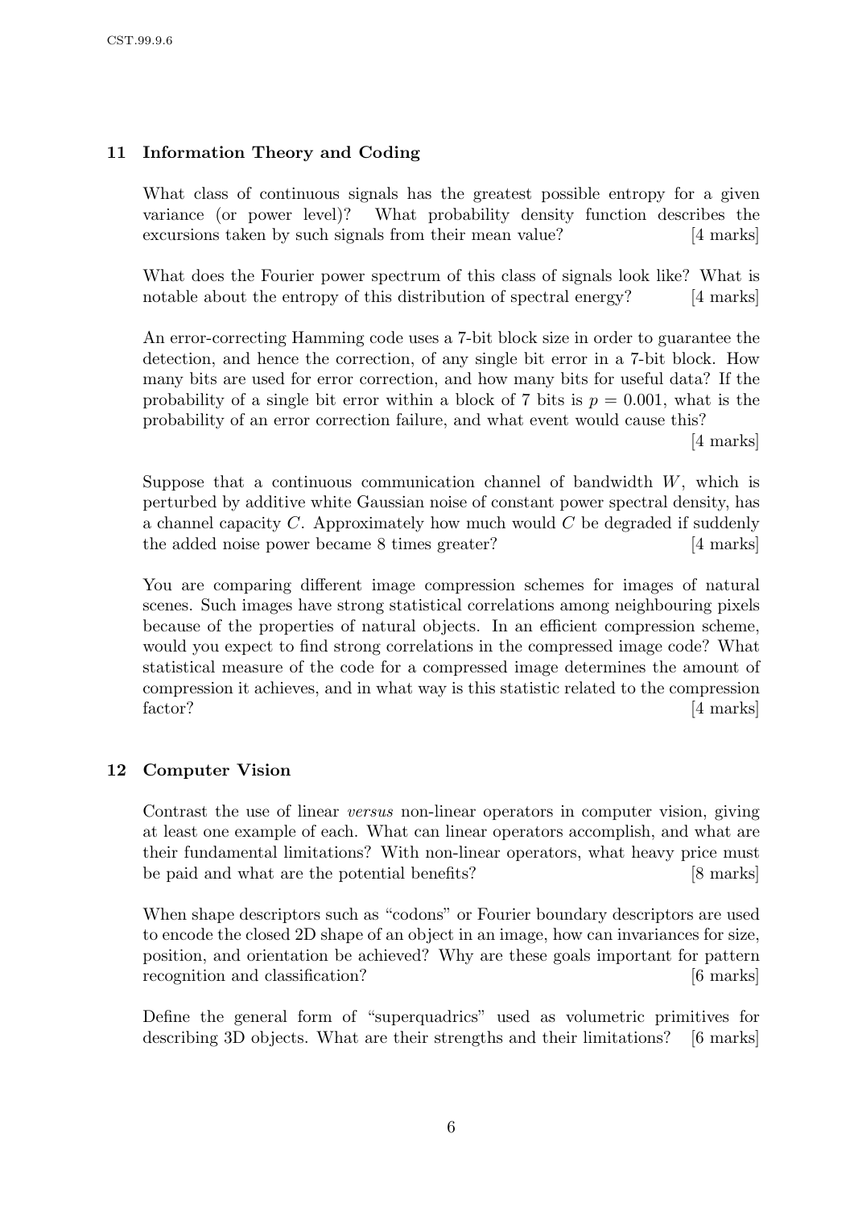## 11 Information Theory and Coding

What class of continuous signals has the greatest possible entropy for a given variance (or power level)? What probability density function describes the excursions taken by such signals from their mean value? [4 marks]

What does the Fourier power spectrum of this class of signals look like? What is notable about the entropy of this distribution of spectral energy? [4 marks]

An error-correcting Hamming code uses a 7-bit block size in order to guarantee the detection, and hence the correction, of any single bit error in a 7-bit block. How many bits are used for error correction, and how many bits for useful data? If the probability of a single bit error within a block of 7 bits is $p = 0.001$, what is the probability of an error correction failure, and what event would cause this? [4 marks]

Suppose that a continuous communication channel of bandwidth $W$, which is perturbed by additive white Gaussian noise of constant power spectral density, has a channel capacity $C$. Approximately how much would $C$ be degraded if suddenly the added noise power became 8 times greater? [4 marks]

You are comparing different image compression schemes for images of natural scenes. Such images have strong statistical correlations among neighbouring pixels because of the properties of natural objects. In an efficient compression scheme, would you expect to find strong correlations in the compressed image code? What statistical measure of the code for a compressed image determines the amount of compression it achieves, and in what way is this statistic related to the compression factor? [4 marks]

## 12 Computer Vision

Contrast the use of linear *versus* non-linear operators in computer vision, giving at least one example of each. What can linear operators accomplish, and what are their fundamental limitations? With non-linear operators, what heavy price must be paid and what are the potential benefits? [8 marks]

When shape descriptors such as "codons" or Fourier boundary descriptors are used to encode the closed 2D shape of an object in an image, how can invariances for size, position, and orientation be achieved? Why are these goals important for pattern recognition and classification? [6 marks]

Define the general form of "superquadrics" used as volumetric primitives for describing 3D objects. What are their strengths and their limitations? [6 marks]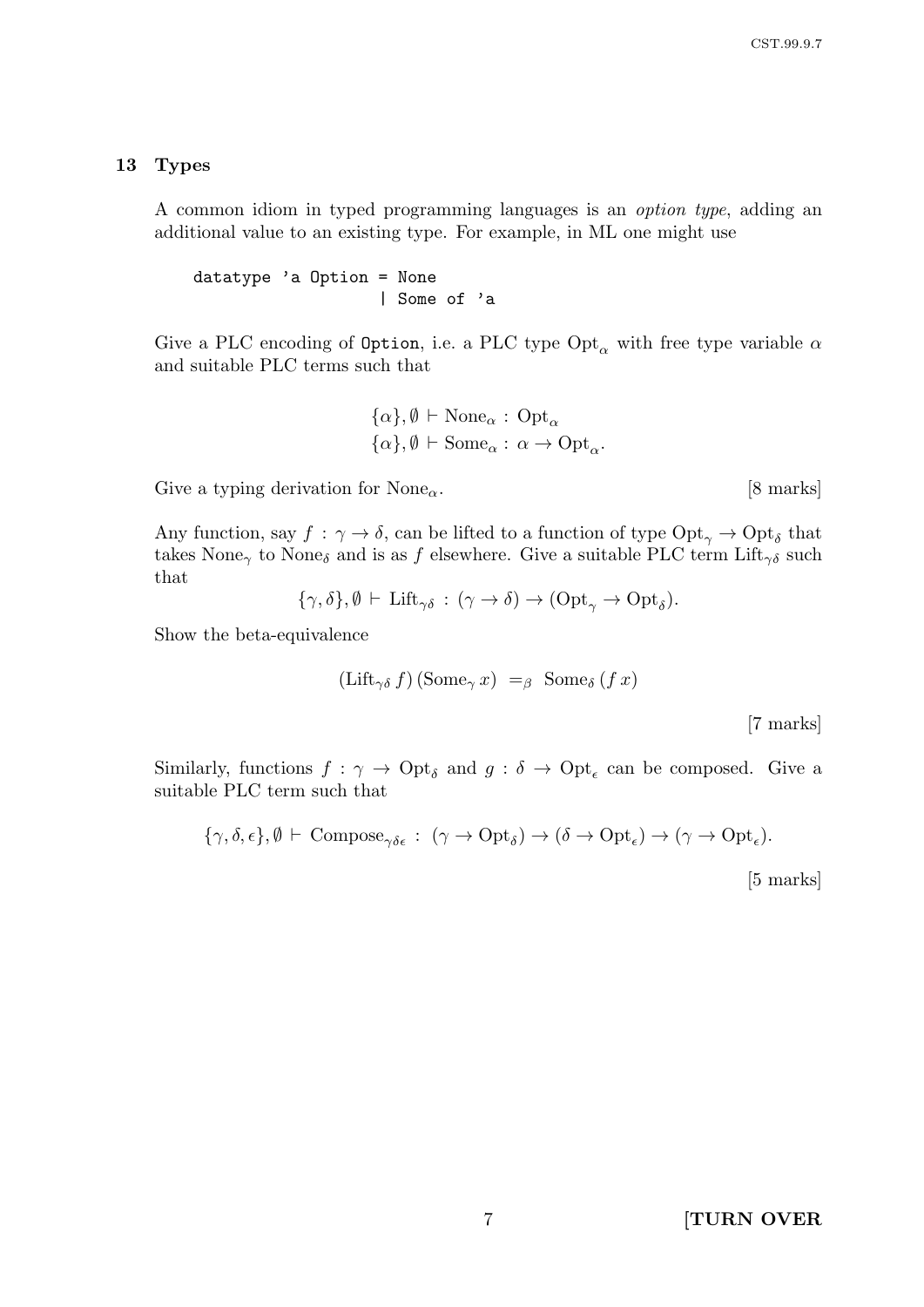## 13 Types

A common idiom in typed programming languages is an *option type*, adding an additional value to an existing type. For example, in ML one might use

```
datatype 'a Option = None
                   | Some of 'a
```

Give a PLC encoding of `Option`, i.e. a PLC type $\mathrm{Opt}_\alpha$ with free type variable $\alpha$ and suitable PLC terms such that

$$\{\alpha\}, \emptyset \vdash \mathrm{None}_\alpha : \mathrm{Opt}_\alpha$$
$$\{\alpha\}, \emptyset \vdash \mathrm{Some}_\alpha : \alpha \to \mathrm{Opt}_\alpha.$$

Give a typing derivation for $\mathrm{None}_\alpha$. [8 marks]

Any function, say $f : \gamma \to \delta$, can be lifted to a function of type $\mathrm{Opt}_\gamma \to \mathrm{Opt}_\delta$ that takes $\mathrm{None}_\gamma$ to $\mathrm{None}_\delta$ and is as $f$ elsewhere. Give a suitable PLC term $\mathrm{Lift}_{\gamma\delta}$ such that

$$\{\gamma, \delta\}, \emptyset \vdash \mathrm{Lift}_{\gamma\delta} : (\gamma \to \delta) \to (\mathrm{Opt}_\gamma \to \mathrm{Opt}_\delta).$$

Show the beta-equivalence

$$(\mathrm{Lift}_{\gamma\delta}\, f)\, (\mathrm{Some}_\gamma\, x) \;=_\beta\; \mathrm{Some}_\delta\, (f\, x)$$

[7 marks]

Similarly, functions $f : \gamma \to \mathrm{Opt}_\delta$ and $g : \delta \to \mathrm{Opt}_\epsilon$ can be composed. Give a suitable PLC term such that

$$\{\gamma, \delta, \epsilon\}, \emptyset \vdash \mathrm{Compose}_{\gamma\delta\epsilon} : (\gamma \to \mathrm{Opt}_\delta) \to (\delta \to \mathrm{Opt}_\epsilon) \to (\gamma \to \mathrm{Opt}_\epsilon).$$

[5 marks]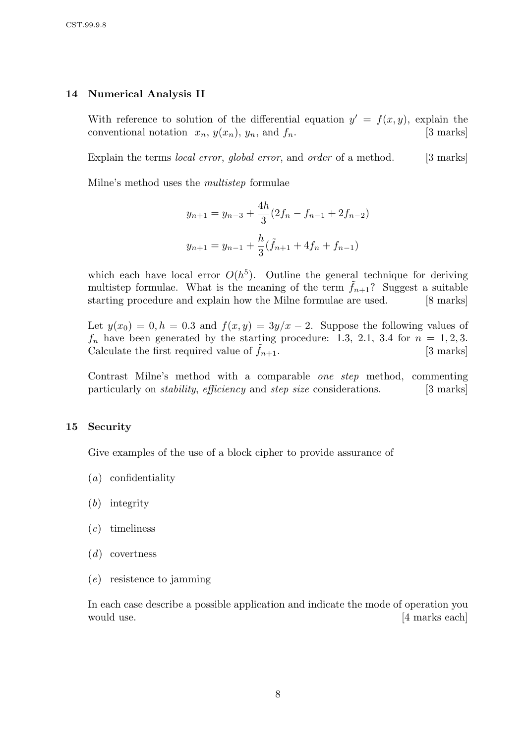## 14 Numerical Analysis II

With reference to solution of the differential equation $y' = f(x, y)$, explain the conventional notation $x_n$, $y(x_n)$, $y_n$, and $f_n$. [3 marks]

Explain the terms *local error*, *global error*, and *order* of a method. [3 marks]

Milne's method uses the *multistep* formulae

$$y_{n+1} = y_{n-3} + \frac{4h}{3}(2f_n - f_{n-1} + 2f_{n-2})$$

$$y_{n+1} = y_{n-1} + \frac{h}{3}(\tilde{f}_{n+1} + 4f_n + f_{n-1})$$

which each have local error $O(h^5)$. Outline the general technique for deriving multistep formulae. What is the meaning of the term $\tilde{f}_{n+1}$? Suggest a suitable starting procedure and explain how the Milne formulae are used. [8 marks]

Let $y(x_0) = 0, h = 0.3$ and $f(x, y) = 3y/x - 2$. Suppose the following values of $f_n$ have been generated by the starting procedure: 1.3, 2.1, 3.4 for $n = 1, 2, 3$. Calculate the first required value of $\tilde{f}_{n+1}$. [3 marks]

Contrast Milne's method with a comparable *one step* method, commenting particularly on *stability*, *efficiency* and *step size* considerations. [3 marks]

## 15 Security

Give examples of the use of a block cipher to provide assurance of

(*a*) confidentiality

(*b*) integrity

(*c*) timeliness

(*d*) covertness

(*e*) resistence to jamming

In each case describe a possible application and indicate the mode of operation you would use. [4 marks each]